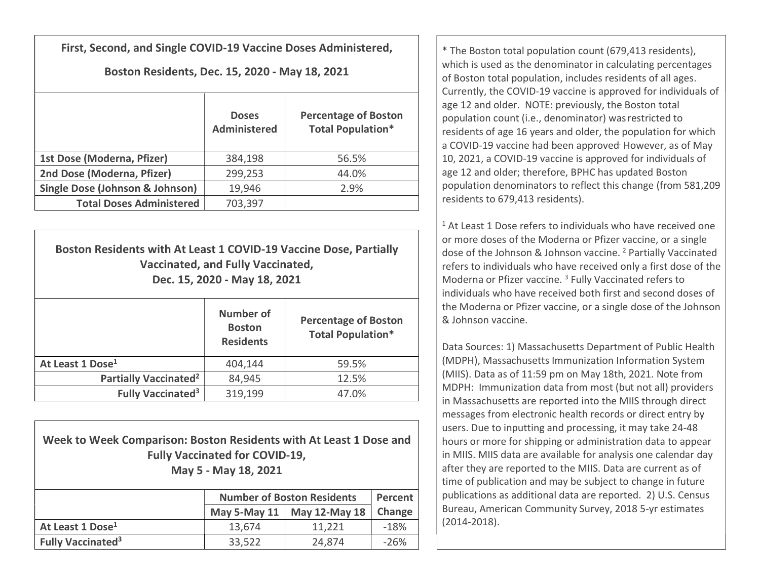## First, Second, and Single COVID-19 Vaccine Doses Administered, Boston Residents, Dec. 15, 2020 - May 18, 2021

| | Doses Administered | Percentage of Boston Total Population* |
|---|---|---|
| 1st Dose (Moderna, Pfizer) | 384,198 | 56.5% |
| 2nd Dose (Moderna, Pfizer) | 299,253 | 44.0% |
| Single Dose (Johnson & Johnson) | 19,946 | 2.9% |
| **Total Doses Administered** | 703,397 | |

## Boston Residents with At Least 1 COVID-19 Vaccine Dose, Partially Vaccinated, and Fully Vaccinated, Dec. 15, 2020 - May 18, 2021

| | Number of Boston Residents | Percentage of Boston Total Population* |
|---|---|---|
| At Least 1 Dose[1] | 404,144 | 59.5% |
| Partially Vaccinated[2] | 84,945 | 12.5% |
| Fully Vaccinated[3] | 319,199 | 47.0% |

## Week to Week Comparison: Boston Residents with At Least 1 Dose and Fully Vaccinated for COVID-19, May 5 - May 18, 2021

| | Number of Boston Residents | | Percent |
|---|---|---|---|
| | May 5-May 11 | May 12-May 18 | Change |
| At Least 1 Dose[1] | 13,674 | 11,221 | -18% |
| Fully Vaccinated[3] | 33,522 | 24,874 | -26% |

* The Boston total population count (679,413 residents), which is used as the denominator in calculating percentages of Boston total population, includes residents of all ages. Currently, the COVID-19 vaccine is approved for individuals of age 12 and older. NOTE: previously, the Boston total population count (i.e., denominator) was restricted to residents of age 16 years and older, the population for which a COVID-19 vaccine had been approved. However, as of May 10, 2021, a COVID-19 vaccine is approved for individuals of age 12 and older; therefore, BPHC has updated Boston population denominators to reflect this change (from 581,209 residents to 679,413 residents).

[1] At Least 1 Dose refers to individuals who have received one or more doses of the Moderna or Pfizer vaccine, or a single dose of the Johnson & Johnson vaccine. [2] Partially Vaccinated refers to individuals who have received only a first dose of the Moderna or Pfizer vaccine. [3] Fully Vaccinated refers to individuals who have received both first and second doses of the Moderna or Pfizer vaccine, or a single dose of the Johnson & Johnson vaccine.

Data Sources: 1) Massachusetts Department of Public Health (MDPH), Massachusetts Immunization Information System (MIIS). Data as of 11:59 pm on May 18th, 2021. Note from MDPH: Immunization data from most (but not all) providers in Massachusetts are reported into the MIIS through direct messages from electronic health records or direct entry by users. Due to inputting and processing, it may take 24-48 hours or more for shipping or administration data to appear in MIIS. MIIS data are available for analysis one calendar day after they are reported to the MIIS. Data are current as of time of publication and may be subject to change in future publications as additional data are reported. 2) U.S. Census Bureau, American Community Survey, 2018 5-yr estimates (2014-2018).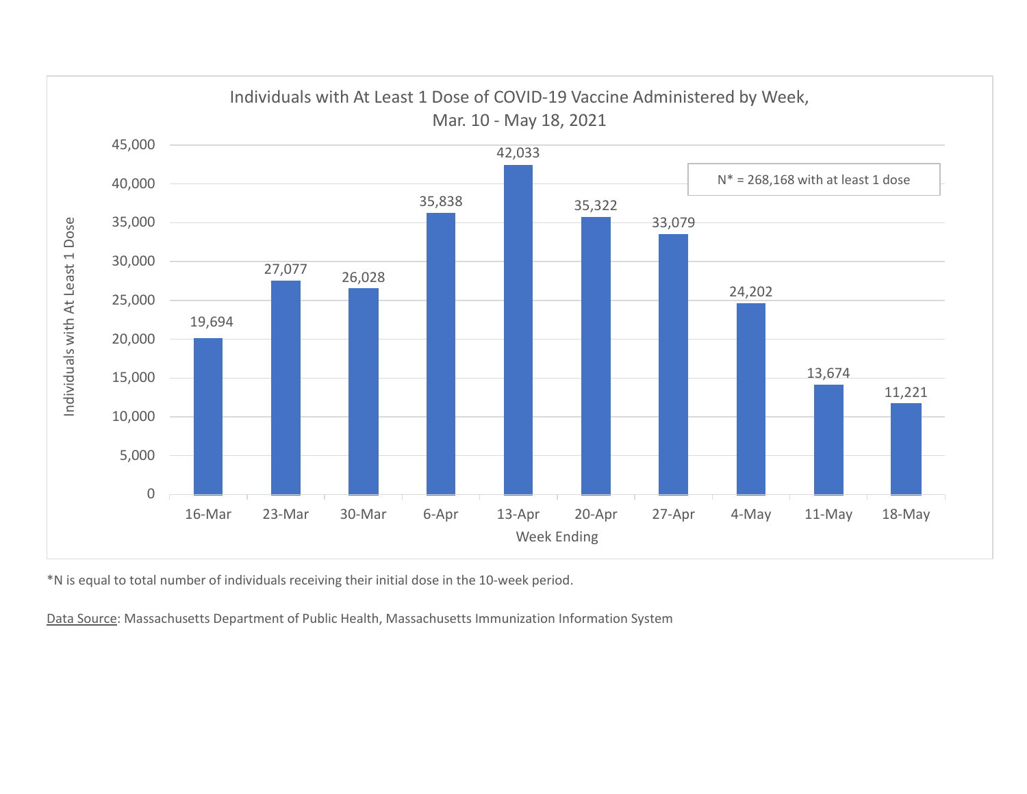## Individuals with At Least 1 Dose of COVID-19 Vaccine Administered by Week, Mar. 10 - May 18, 2021

| Week Ending | Individuals with At Least 1 Dose |
|---|---|
| 16-Mar | 19,694 |
| 23-Mar | 27,077 |
| 30-Mar | 26,028 |
| 6-Apr | 35,838 |
| 13-Apr | 42,033 |
| 20-Apr | 35,322 |
| 27-Apr | 33,079 |
| 4-May | 24,202 |
| 11-May | 13,674 |
| 18-May | 11,221 |

N* = 268,168 with at least 1 dose

*N is equal to total number of individuals receiving their initial dose in the 10-week period.

Data Source: Massachusetts Department of Public Health, Massachusetts Immunization Information System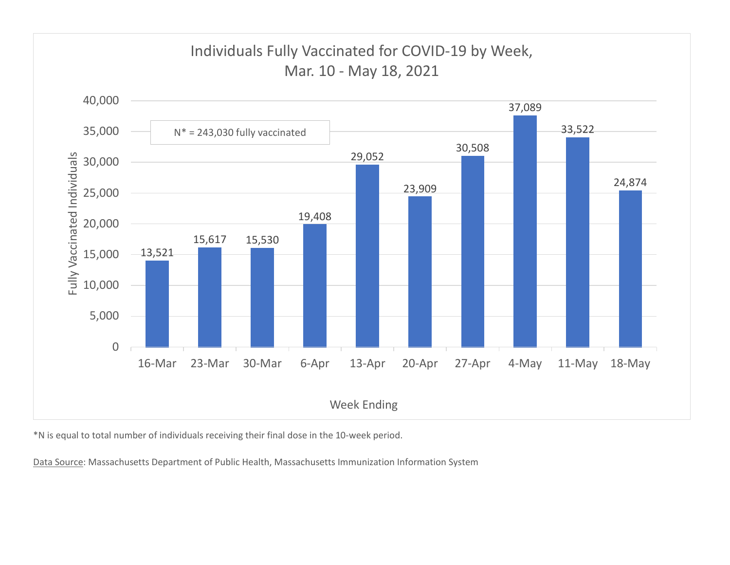## Individuals Fully Vaccinated for COVID-19 by Week, Mar. 10 - May 18, 2021

N* = 243,030 fully vaccinated

| Week Ending | Fully Vaccinated Individuals |
|---|---|
| 16-Mar | 13,521 |
| 23-Mar | 15,617 |
| 30-Mar | 15,530 |
| 6-Apr | 19,408 |
| 13-Apr | 29,052 |
| 20-Apr | 23,909 |
| 27-Apr | 30,508 |
| 4-May | 37,089 |
| 11-May | 33,522 |
| 18-May | 24,874 |

*N is equal to total number of individuals receiving their final dose in the 10-week period.

Data Source: Massachusetts Department of Public Health, Massachusetts Immunization Information System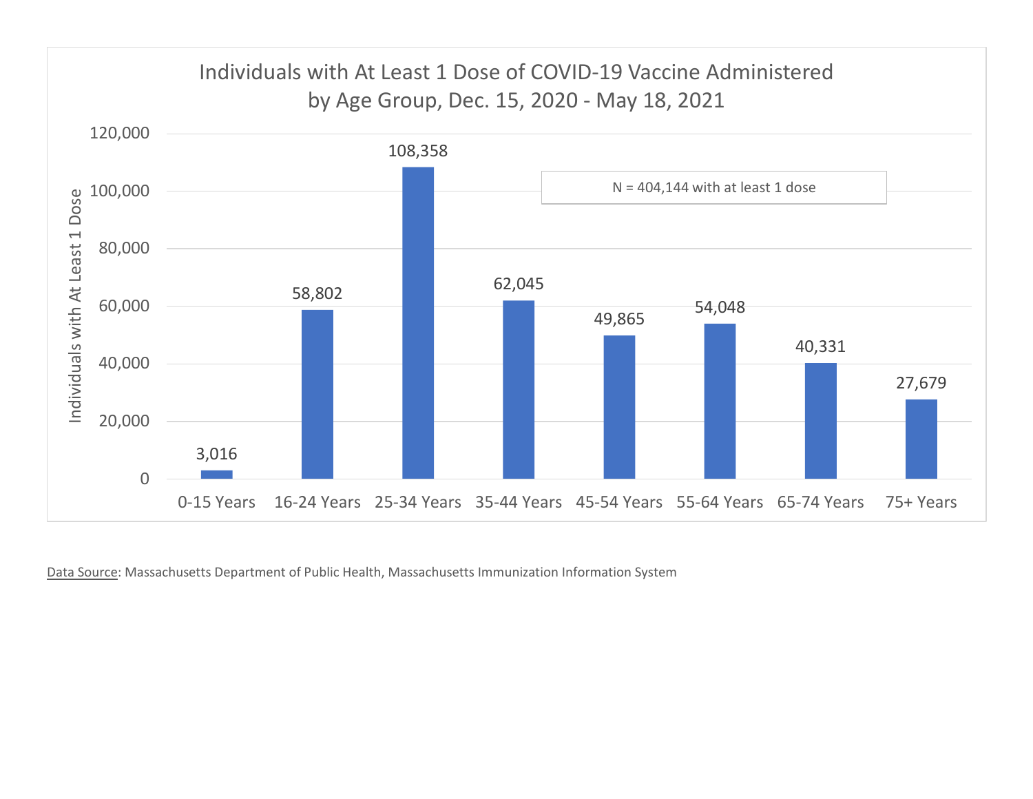## Individuals with At Least 1 Dose of COVID-19 Vaccine Administered by Age Group, Dec. 15, 2020 - May 18, 2021

N = 404,144 with at least 1 dose

| Age Group | Individuals with At Least 1 Dose |
|---|---|
| 0-15 Years | 3,016 |
| 16-24 Years | 58,802 |
| 25-34 Years | 108,358 |
| 35-44 Years | 62,045 |
| 45-54 Years | 49,865 |
| 55-64 Years | 54,048 |
| 65-74 Years | 40,331 |
| 75+ Years | 27,679 |

Data Source: Massachusetts Department of Public Health, Massachusetts Immunization Information System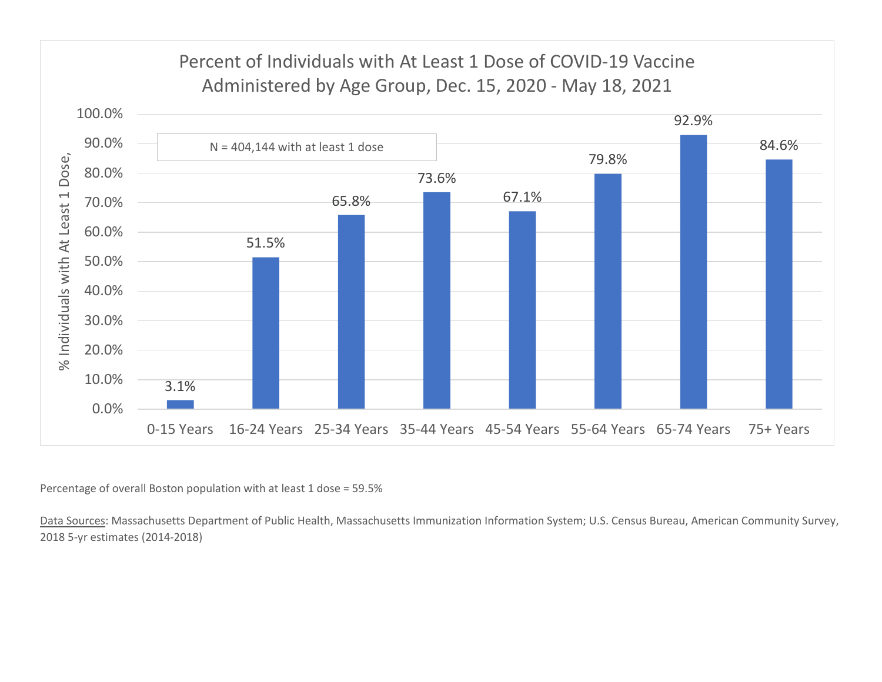## Percent of Individuals with At Least 1 Dose of COVID-19 Vaccine Administered by Age Group, Dec. 15, 2020 - May 18, 2021

N = 404,144 with at least 1 dose

| Age Group | % Individuals with At Least 1 Dose |
|---|---|
| 0-15 Years | 3.1% |
| 16-24 Years | 51.5% |
| 25-34 Years | 65.8% |
| 35-44 Years | 73.6% |
| 45-54 Years | 67.1% |
| 55-64 Years | 79.8% |
| 65-74 Years | 92.9% |
| 75+ Years | 84.6% |

Percentage of overall Boston population with at least 1 dose = 59.5%

Data Sources: Massachusetts Department of Public Health, Massachusetts Immunization Information System; U.S. Census Bureau, American Community Survey, 2018 5-yr estimates (2014-2018)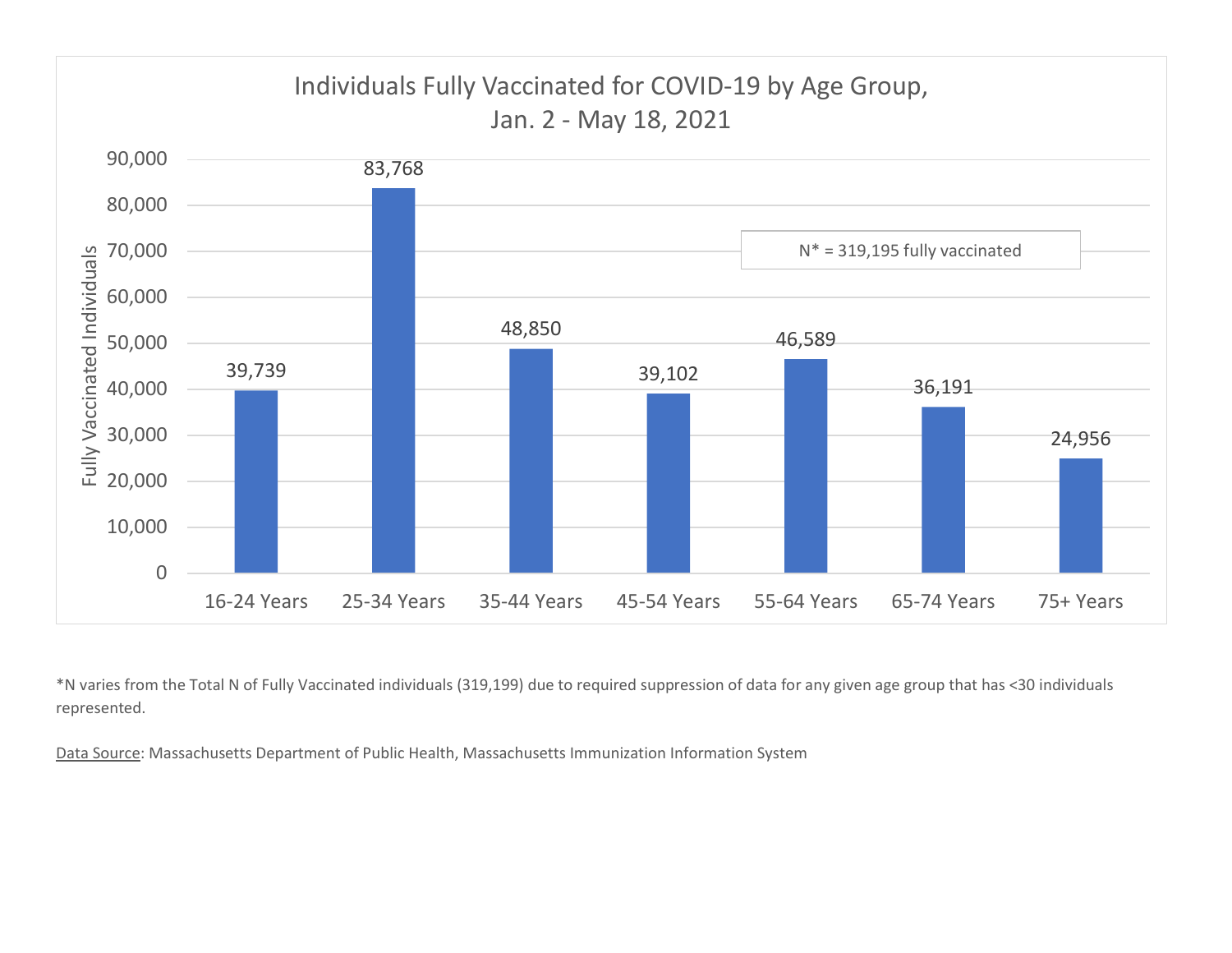## Individuals Fully Vaccinated for COVID-19 by Age Group, Jan. 2 - May 18, 2021

| Age Group | Fully Vaccinated Individuals |
| --- | --- |
| 16-24 Years | 39,739 |
| 25-34 Years | 83,768 |
| 35-44 Years | 48,850 |
| 45-54 Years | 39,102 |
| 55-64 Years | 46,589 |
| 65-74 Years | 36,191 |
| 75+ Years | 24,956 |

N* = 319,195 fully vaccinated

*N varies from the Total N of Fully Vaccinated individuals (319,199) due to required suppression of data for any given age group that has <30 individuals represented.

Data Source: Massachusetts Department of Public Health, Massachusetts Immunization Information System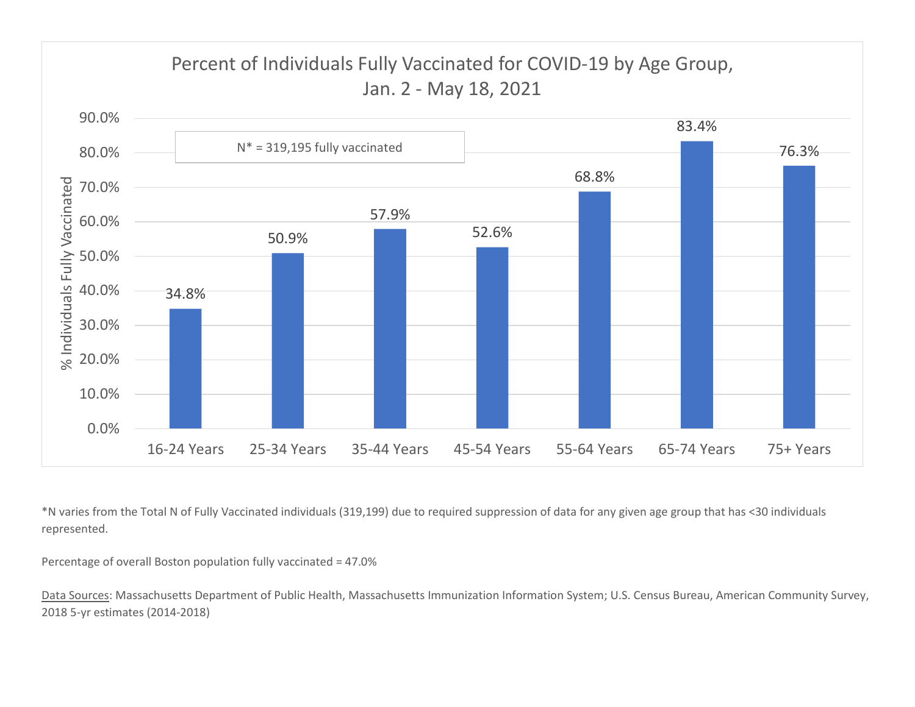## Percent of Individuals Fully Vaccinated for COVID-19 by Age Group, Jan. 2 - May 18, 2021

N* = 319,195 fully vaccinated

| Age Group | % Individuals Fully Vaccinated |
|---|---|
| 16-24 Years | 34.8% |
| 25-34 Years | 50.9% |
| 35-44 Years | 57.9% |
| 45-54 Years | 52.6% |
| 55-64 Years | 68.8% |
| 65-74 Years | 83.4% |
| 75+ Years | 76.3% |

*N varies from the Total N of Fully Vaccinated individuals (319,199) due to required suppression of data for any given age group that has <30 individuals represented.

Percentage of overall Boston population fully vaccinated = 47.0%

Data Sources: Massachusetts Department of Public Health, Massachusetts Immunization Information System; U.S. Census Bureau, American Community Survey, 2018 5-yr estimates (2014-2018)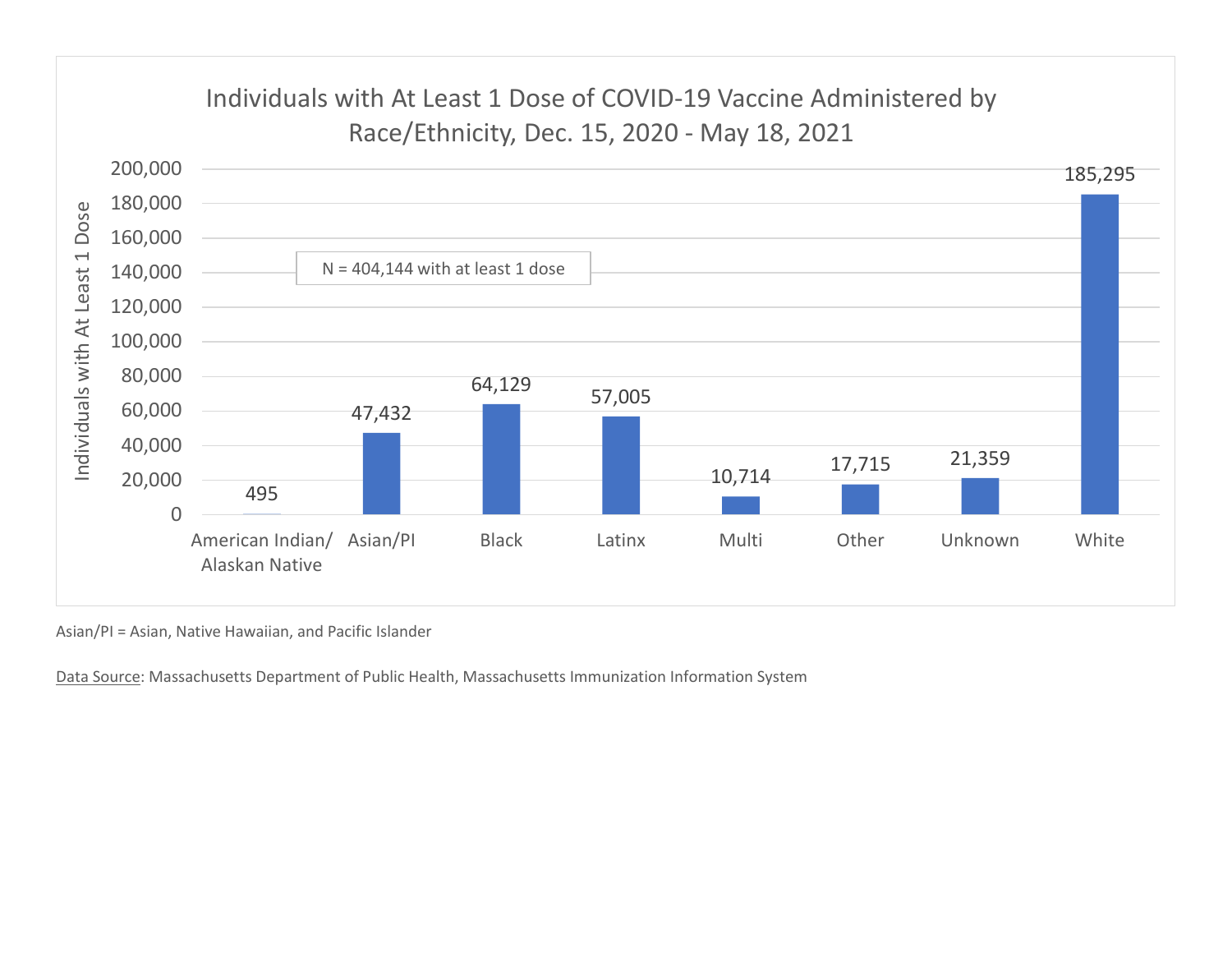## Individuals with At Least 1 Dose of COVID-19 Vaccine Administered by Race/Ethnicity, Dec. 15, 2020 - May 18, 2021

N = 404,144 with at least 1 dose

| Race/Ethnicity | Individuals with At Least 1 Dose |
| --- | --- |
| American Indian/ Alaskan Native | 495 |
| Asian/PI | 47,432 |
| Black | 64,129 |
| Latinx | 57,005 |
| Multi | 10,714 |
| Other | 17,715 |
| Unknown | 21,359 |
| White | 185,295 |

Asian/PI = Asian, Native Hawaiian, and Pacific Islander

Data Source: Massachusetts Department of Public Health, Massachusetts Immunization Information System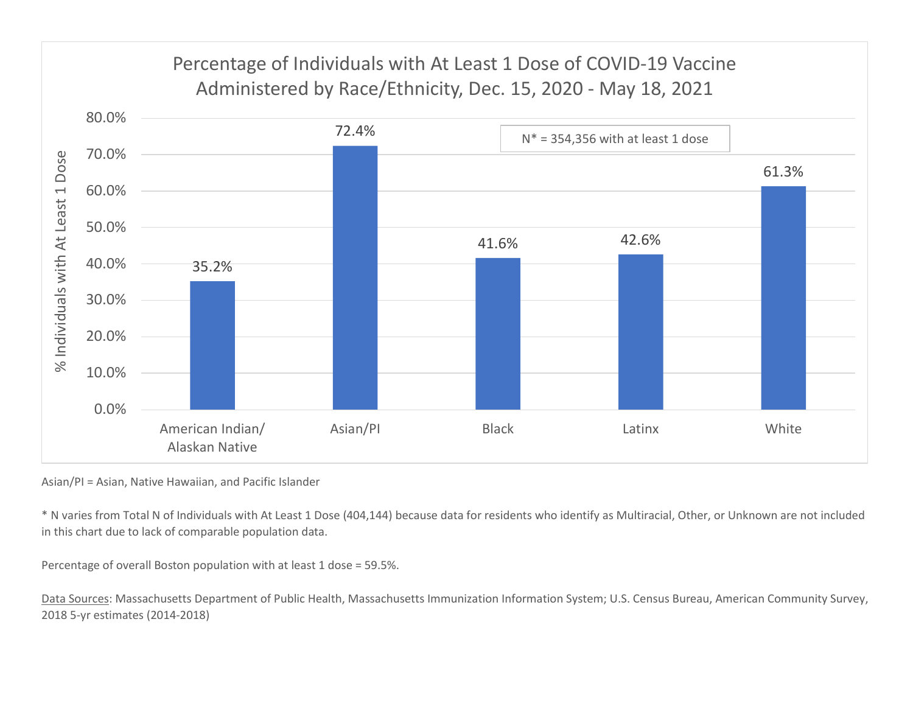## Percentage of Individuals with At Least 1 Dose of COVID-19 Vaccine Administered by Race/Ethnicity, Dec. 15, 2020 - May 18, 2021

N* = 354,356 with at least 1 dose

| Race/Ethnicity | % Individuals with At Least 1 Dose |
|---|---|
| American Indian/ Alaskan Native | 35.2% |
| Asian/PI | 72.4% |
| Black | 41.6% |
| Latinx | 42.6% |
| White | 61.3% |

Asian/PI = Asian, Native Hawaiian, and Pacific Islander

* N varies from Total N of Individuals with At Least 1 Dose (404,144) because data for residents who identify as Multiracial, Other, or Unknown are not included in this chart due to lack of comparable population data.

Percentage of overall Boston population with at least 1 dose = 59.5%.

Data Sources: Massachusetts Department of Public Health, Massachusetts Immunization Information System; U.S. Census Bureau, American Community Survey, 2018 5-yr estimates (2014-2018)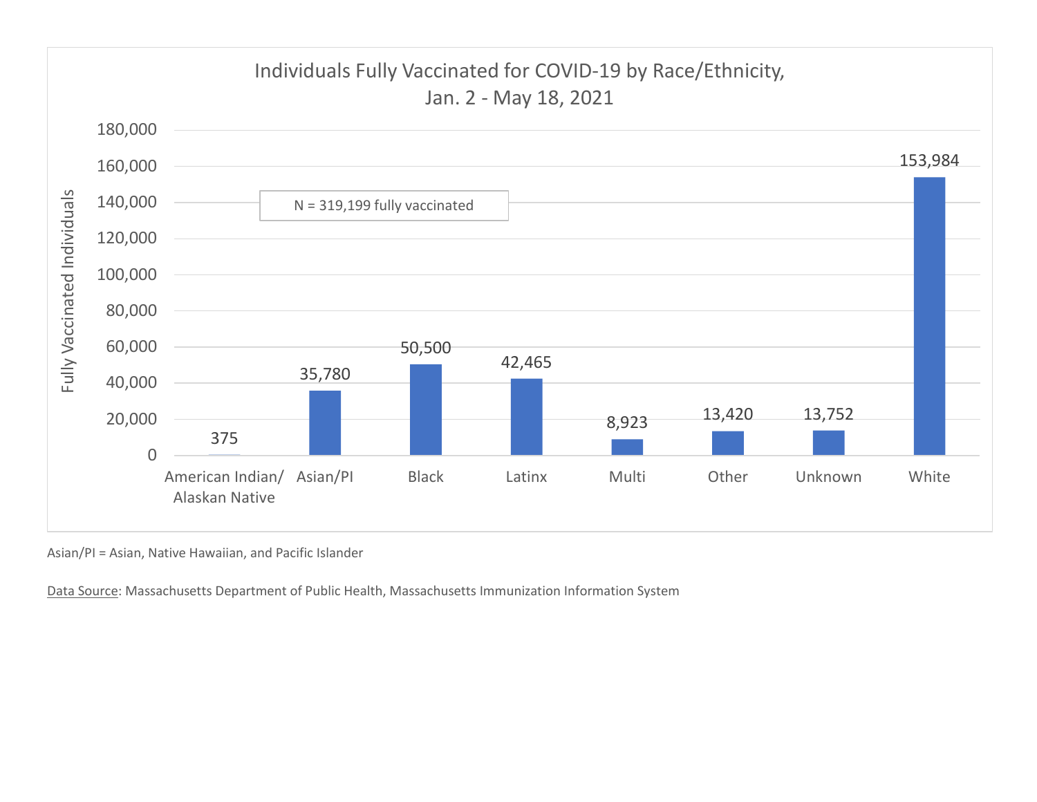## Individuals Fully Vaccinated for COVID-19 by Race/Ethnicity, Jan. 2 - May 18, 2021

N = 319,199 fully vaccinated

| Race/Ethnicity | Fully Vaccinated Individuals |
|---|---|
| American Indian/ Alaskan Native | 375 |
| Asian/PI | 35,780 |
| Black | 50,500 |
| Latinx | 42,465 |
| Multi | 8,923 |
| Other | 13,420 |
| Unknown | 13,752 |
| White | 153,984 |

Asian/PI = Asian, Native Hawaiian, and Pacific Islander

Data Source: Massachusetts Department of Public Health, Massachusetts Immunization Information System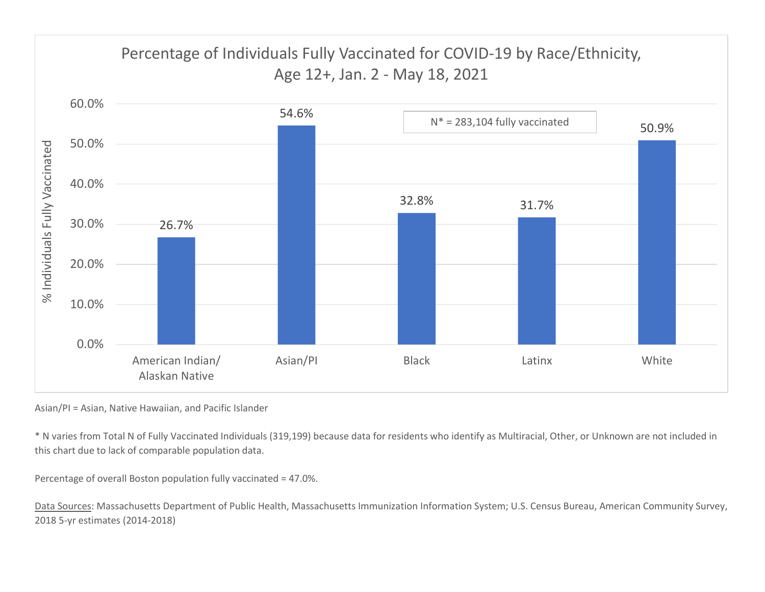## Percentage of Individuals Fully Vaccinated for COVID-19 by Race/Ethnicity, Age 12+, Jan. 2 - May 18, 2021

N* = 283,104 fully vaccinated

| Race/Ethnicity | % Individuals Fully Vaccinated |
| --- | --- |
| American Indian/ Alaskan Native | 26.7% |
| Asian/PI | 54.6% |
| Black | 32.8% |
| Latinx | 31.7% |
| White | 50.9% |

Asian/PI = Asian, Native Hawaiian, and Pacific Islander

* N varies from Total N of Fully Vaccinated Individuals (319,199) because data for residents who identify as Multiracial, Other, or Unknown are not included in this chart due to lack of comparable population data.

Percentage of overall Boston population fully vaccinated = 47.0%.

Data Sources: Massachusetts Department of Public Health, Massachusetts Immunization Information System; U.S. Census Bureau, American Community Survey, 2018 5-yr estimates (2014-2018)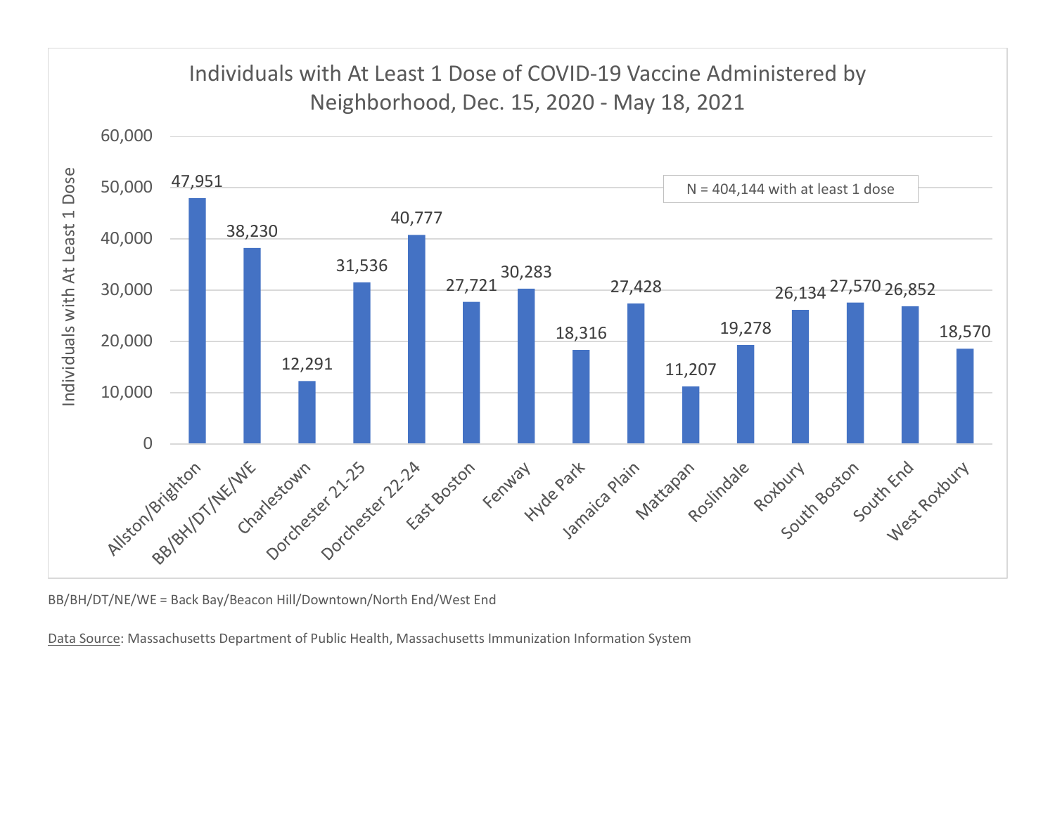## Individuals with At Least 1 Dose of COVID-19 Vaccine Administered by Neighborhood, Dec. 15, 2020 - May 18, 2021

N = 404,144 with at least 1 dose

| Neighborhood | Individuals with At Least 1 Dose |
|---|---|
| Allston/Brighton | 47,951 |
| BB/BH/DT/NE/WE | 38,230 |
| Charlestown | 12,291 |
| Dorchester 21-25 | 31,536 |
| Dorchester 22-24 | 40,777 |
| East Boston | 27,721 |
| Fenway | 30,283 |
| Hyde Park | 18,316 |
| Jamaica Plain | 27,428 |
| Mattapan | 11,207 |
| Roslindale | 19,278 |
| Roxbury | 26,134 |
| South Boston | 27,570 |
| South End | 26,852 |
| West Roxbury | 18,570 |

BB/BH/DT/NE/WE = Back Bay/Beacon Hill/Downtown/North End/West End

Data Source: Massachusetts Department of Public Health, Massachusetts Immunization Information System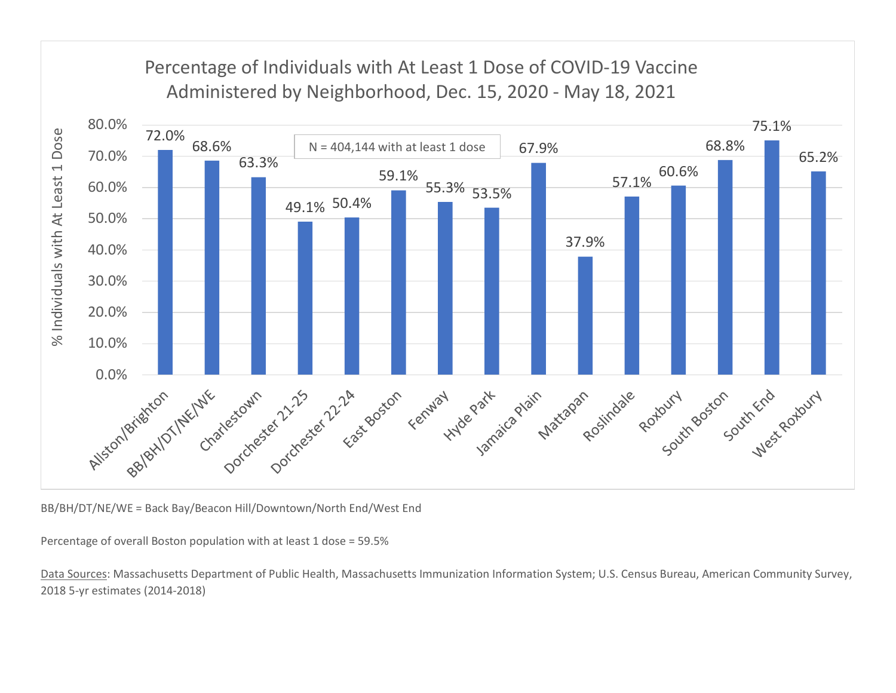## Percentage of Individuals with At Least 1 Dose of COVID-19 Vaccine Administered by Neighborhood, Dec. 15, 2020 - May 18, 2021

N = 404,144 with at least 1 dose

| Neighborhood | % Individuals with At Least 1 Dose |
| --- | --- |
| Allston/Brighton | 72.0% |
| BB/BH/DT/NE/WE | 68.6% |
| Charlestown | 63.3% |
| Dorchester 21-25 | 49.1% |
| Dorchester 22-24 | 50.4% |
| East Boston | 59.1% |
| Fenway | 55.3% |
| Hyde Park | 53.5% |
| Jamaica Plain | 67.9% |
| Mattapan | 37.9% |
| Roslindale | 57.1% |
| Roxbury | 60.6% |
| South Boston | 68.8% |
| South End | 75.1% |
| West Roxbury | 65.2% |

BB/BH/DT/NE/WE = Back Bay/Beacon Hill/Downtown/North End/West End

Percentage of overall Boston population with at least 1 dose = 59.5%

Data Sources: Massachusetts Department of Public Health, Massachusetts Immunization Information System; U.S. Census Bureau, American Community Survey, 2018 5-yr estimates (2014-2018)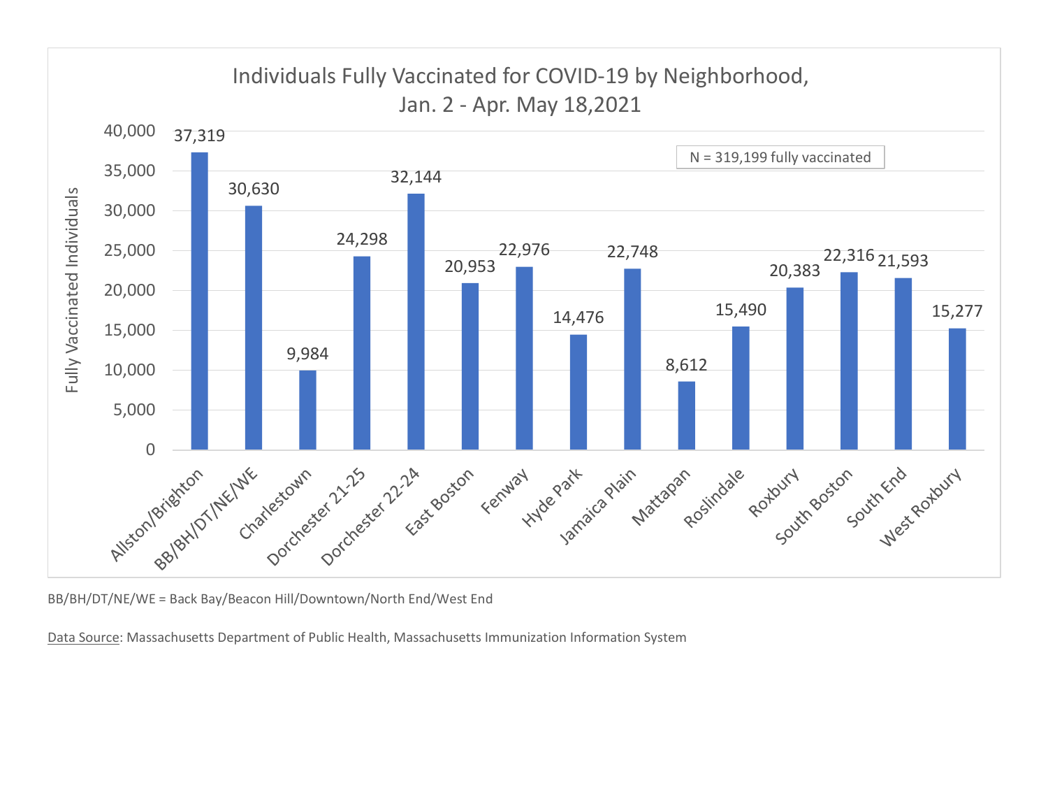## Individuals Fully Vaccinated for COVID-19 by Neighborhood, Jan. 2 - Apr. May 18,2021

N = 319,199 fully vaccinated

| Neighborhood | Fully Vaccinated Individuals |
|---|---|
| Allston/Brighton | 37,319 |
| BB/BH/DT/NE/WE | 30,630 |
| Charlestown | 9,984 |
| Dorchester 21-25 | 24,298 |
| Dorchester 22-24 | 32,144 |
| East Boston | 20,953 |
| Fenway | 22,976 |
| Hyde Park | 14,476 |
| Jamaica Plain | 22,748 |
| Mattapan | 8,612 |
| Roslindale | 15,490 |
| Roxbury | 20,383 |
| South Boston | 22,316 |
| South End | 21,593 |
| West Roxbury | 15,277 |

BB/BH/DT/NE/WE = Back Bay/Beacon Hill/Downtown/North End/West End

Data Source: Massachusetts Department of Public Health, Massachusetts Immunization Information System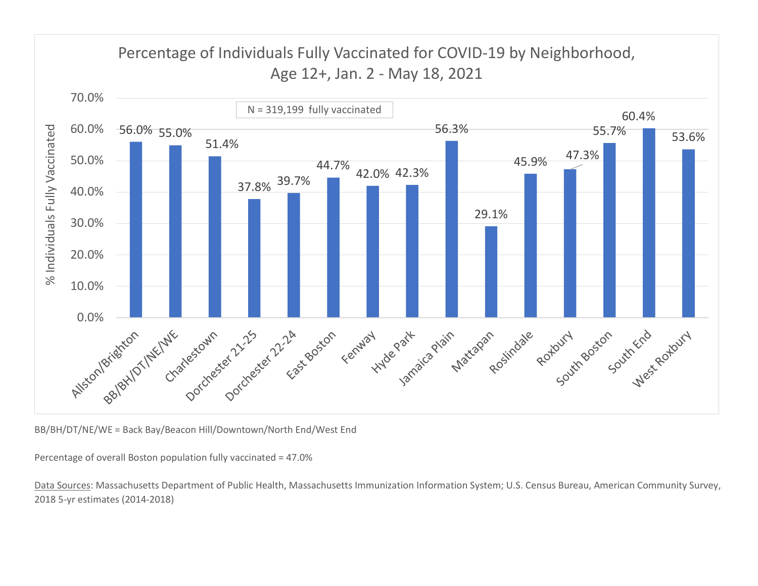## Percentage of Individuals Fully Vaccinated for COVID-19 by Neighborhood, Age 12+, Jan. 2 - May 18, 2021

N = 319,199 fully vaccinated

| Neighborhood | % Individuals Fully Vaccinated |
|---|---|
| Allston/Brighton | 56.0% |
| BB/BH/DT/NE/WE | 55.0% |
| Charlestown | 51.4% |
| Dorchester 21-25 | 37.8% |
| Dorchester 22-24 | 39.7% |
| East Boston | 44.7% |
| Fenway | 42.0% |
| Hyde Park | 42.3% |
| Jamaica Plain | 56.3% |
| Mattapan | 29.1% |
| Roslindale | 45.9% |
| Roxbury | 47.3% |
| South Boston | 55.7% |
| South End | 60.4% |
| West Roxbury | 53.6% |

BB/BH/DT/NE/WE = Back Bay/Beacon Hill/Downtown/North End/West End

Percentage of overall Boston population fully vaccinated = 47.0%

Data Sources: Massachusetts Department of Public Health, Massachusetts Immunization Information System; U.S. Census Bureau, American Community Survey, 2018 5-yr estimates (2014-2018)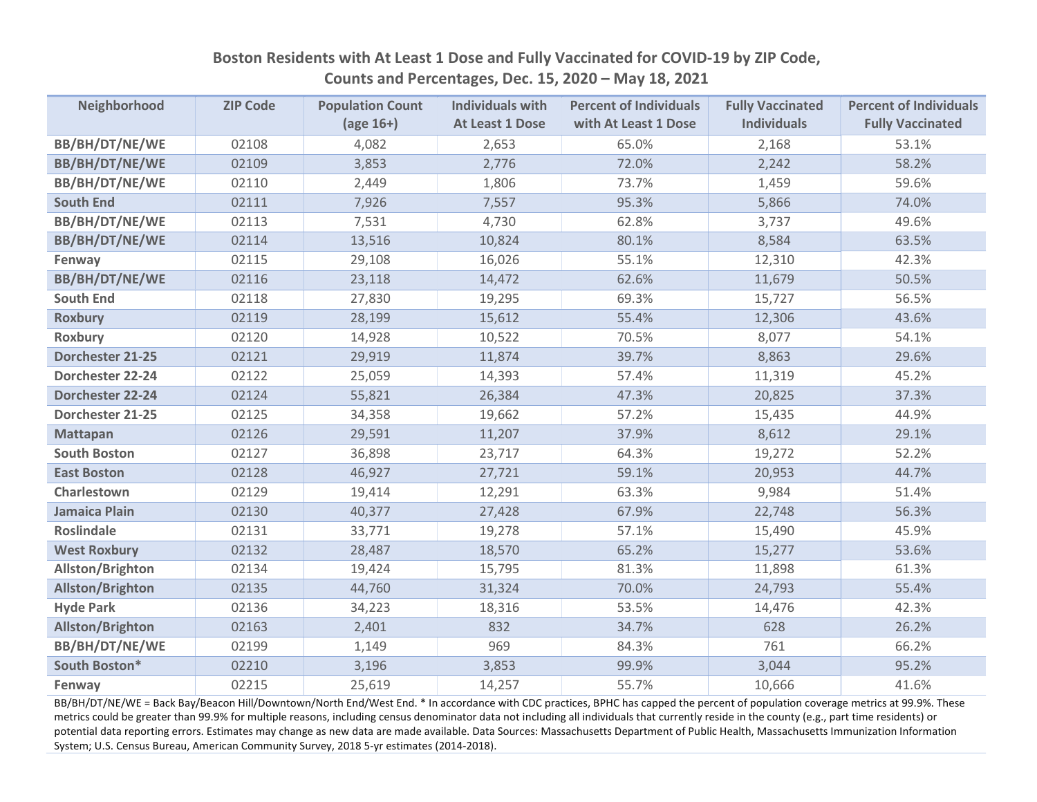## Boston Residents with At Least 1 Dose and Fully Vaccinated for COVID-19 by ZIP Code, Counts and Percentages, Dec. 15, 2020 – May 18, 2021

| Neighborhood | ZIP Code | Population Count (age 16+) | Individuals with At Least 1 Dose | Percent of Individuals with At Least 1 Dose | Fully Vaccinated Individuals | Percent of Individuals Fully Vaccinated |
|---|---|---|---|---|---|---|
| BB/BH/DT/NE/WE | 02108 | 4,082 | 2,653 | 65.0% | 2,168 | 53.1% |
| BB/BH/DT/NE/WE | 02109 | 3,853 | 2,776 | 72.0% | 2,242 | 58.2% |
| BB/BH/DT/NE/WE | 02110 | 2,449 | 1,806 | 73.7% | 1,459 | 59.6% |
| South End | 02111 | 7,926 | 7,557 | 95.3% | 5,866 | 74.0% |
| BB/BH/DT/NE/WE | 02113 | 7,531 | 4,730 | 62.8% | 3,737 | 49.6% |
| BB/BH/DT/NE/WE | 02114 | 13,516 | 10,824 | 80.1% | 8,584 | 63.5% |
| Fenway | 02115 | 29,108 | 16,026 | 55.1% | 12,310 | 42.3% |
| BB/BH/DT/NE/WE | 02116 | 23,118 | 14,472 | 62.6% | 11,679 | 50.5% |
| South End | 02118 | 27,830 | 19,295 | 69.3% | 15,727 | 56.5% |
| Roxbury | 02119 | 28,199 | 15,612 | 55.4% | 12,306 | 43.6% |
| Roxbury | 02120 | 14,928 | 10,522 | 70.5% | 8,077 | 54.1% |
| Dorchester 21-25 | 02121 | 29,919 | 11,874 | 39.7% | 8,863 | 29.6% |
| Dorchester 22-24 | 02122 | 25,059 | 14,393 | 57.4% | 11,319 | 45.2% |
| Dorchester 22-24 | 02124 | 55,821 | 26,384 | 47.3% | 20,825 | 37.3% |
| Dorchester 21-25 | 02125 | 34,358 | 19,662 | 57.2% | 15,435 | 44.9% |
| Mattapan | 02126 | 29,591 | 11,207 | 37.9% | 8,612 | 29.1% |
| South Boston | 02127 | 36,898 | 23,717 | 64.3% | 19,272 | 52.2% |
| East Boston | 02128 | 46,927 | 27,721 | 59.1% | 20,953 | 44.7% |
| Charlestown | 02129 | 19,414 | 12,291 | 63.3% | 9,984 | 51.4% |
| Jamaica Plain | 02130 | 40,377 | 27,428 | 67.9% | 22,748 | 56.3% |
| Roslindale | 02131 | 33,771 | 19,278 | 57.1% | 15,490 | 45.9% |
| West Roxbury | 02132 | 28,487 | 18,570 | 65.2% | 15,277 | 53.6% |
| Allston/Brighton | 02134 | 19,424 | 15,795 | 81.3% | 11,898 | 61.3% |
| Allston/Brighton | 02135 | 44,760 | 31,324 | 70.0% | 24,793 | 55.4% |
| Hyde Park | 02136 | 34,223 | 18,316 | 53.5% | 14,476 | 42.3% |
| Allston/Brighton | 02163 | 2,401 | 832 | 34.7% | 628 | 26.2% |
| BB/BH/DT/NE/WE | 02199 | 1,149 | 969 | 84.3% | 761 | 66.2% |
| South Boston* | 02210 | 3,196 | 3,853 | 99.9% | 3,044 | 95.2% |
| Fenway | 02215 | 25,619 | 14,257 | 55.7% | 10,666 | 41.6% |

BB/BH/DT/NE/WE = Back Bay/Beacon Hill/Downtown/North End/West End. * In accordance with CDC practices, BPHC has capped the percent of population coverage metrics at 99.9%. These metrics could be greater than 99.9% for multiple reasons, including census denominator data not including all individuals that currently reside in the county (e.g., part time residents) or potential data reporting errors. Estimates may change as new data are made available. Data Sources: Massachusetts Department of Public Health, Massachusetts Immunization Information System; U.S. Census Bureau, American Community Survey, 2018 5-yr estimates (2014-2018).